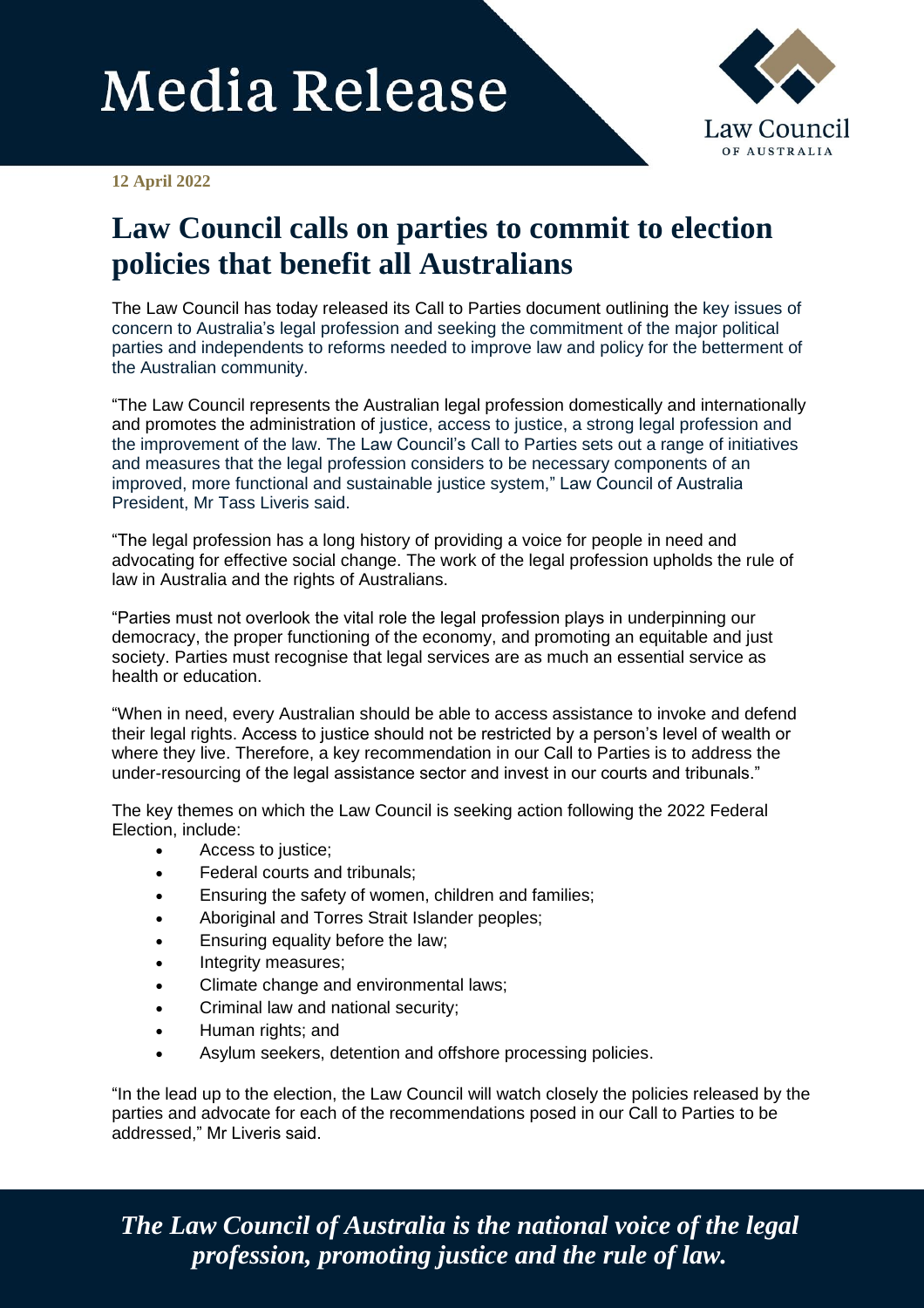# Media Release

Law Council OF AUSTRALIA

**12 April 2022**

## Law Council calls on parties to commit to election policies that benefit all Australians

The Law Council has today released its Call to Parties document outlining the key issues of concern to Australia's legal profession and seeking the commitment of the major political parties and independents to reforms needed to improve law and policy for the betterment of the Australian community.

"The Law Council represents the Australian legal profession domestically and internationally and promotes the administration of justice, access to justice, a strong legal profession and the improvement of the law. The Law Council's Call to Parties sets out a range of initiatives and measures that the legal profession considers to be necessary components of an improved, more functional and sustainable justice system," Law Council of Australia President, Mr Tass Liveris said.

"The legal profession has a long history of providing a voice for people in need and advocating for effective social change. The work of the legal profession upholds the rule of law in Australia and the rights of Australians.

"Parties must not overlook the vital role the legal profession plays in underpinning our democracy, the proper functioning of the economy, and promoting an equitable and just society. Parties must recognise that legal services are as much an essential service as health or education.

"When in need, every Australian should be able to access assistance to invoke and defend their legal rights. Access to justice should not be restricted by a person's level of wealth or where they live. Therefore, a key recommendation in our Call to Parties is to address the under-resourcing of the legal assistance sector and invest in our courts and tribunals."

The key themes on which the Law Council is seeking action following the 2022 Federal Election, include:

- Access to justice;
- Federal courts and tribunals;
- Ensuring the safety of women, children and families;
- Aboriginal and Torres Strait Islander peoples;
- Ensuring equality before the law;
- Integrity measures;
- Climate change and environmental laws;
- Criminal law and national security;
- Human rights; and
- Asylum seekers, detention and offshore processing policies.

"In the lead up to the election, the Law Council will watch closely the policies released by the parties and advocate for each of the recommendations posed in our Call to Parties to be addressed," Mr Liveris said.

*The Law Council of Australia is the national voice of the legal profession, promoting justice and the rule of law.*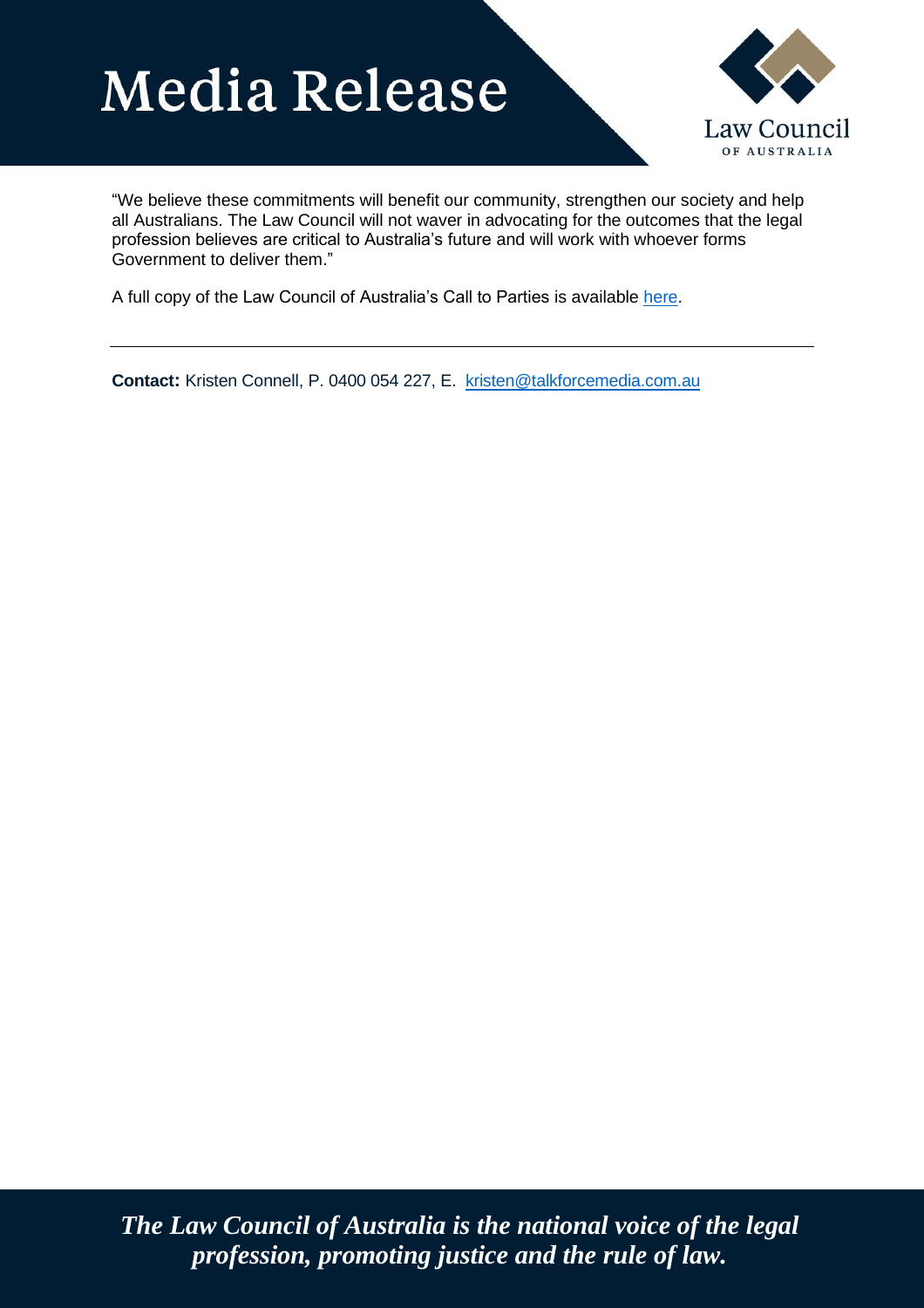"We believe these commitments will benefit our community, strengthen our society and help all Australians. The Law Council will not waver in advocating for the outcomes that the legal profession believes are critical to Australia's future and will work with whoever forms Government to deliver them."

A full copy of the Law Council of Australia's Call to Parties is available here.

---

**Contact:** Kristen Connell, P. 0400 054 227, E. kristen@talkforcemedia.com.au

*The Law Council of Australia is the national voice of the legal profession, promoting justice and the rule of law.*